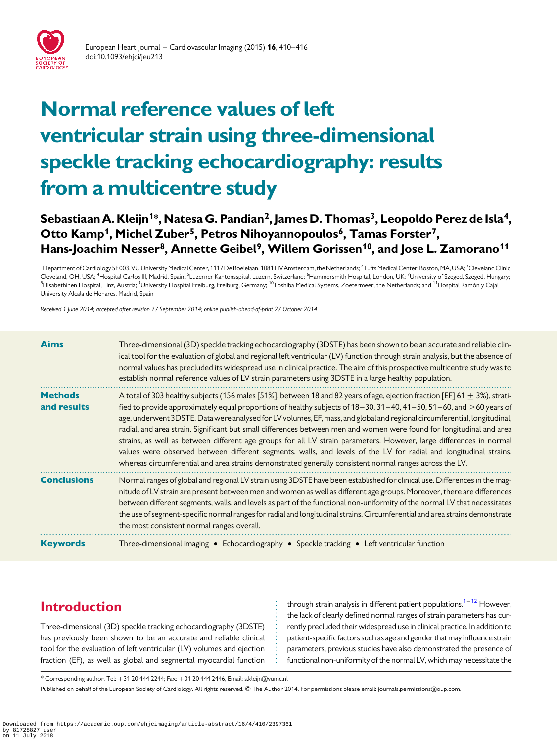# Normal reference values of left ventricular strain using three-dimensional speckle tracking echocardiography: results from a multicentre study

**Sebastiaan A. Kleijn[1]*, Natesa G. Pandian[2], James D. Thomas[3], Leopoldo Perez de Isla[4], Otto Kamp[1], Michel Zuber[5], Petros Nihoyannopoulos[6], Tamas Forster[7], Hans-Joachim Nesser[8], Annette Geibel[9], Willem Gorissen[10], and Jose L. Zamorano[11]**

[1]Department of Cardiology 5F003, VU University Medical Center, 1117 De Boelelaan, 1081 HV Amsterdam, the Netherlands; [2]Tufts Medical Center, Boston, MA, USA; [3]Cleveland Clinic, Cleveland, OH, USA; [4]Hospital Carlos III, Madrid, Spain; [5]Luzerner Kantonsspital, Luzern, Switzerland; [6]Hammersmith Hospital, London, UK; [7]University of Szeged, Szeged, Hungary; [8]Elisabethinen Hospital, Linz, Austria; [9]University Hospital Freiburg, Freiburg, Germany; [10]Toshiba Medical Systems, Zoetermeer, the Netherlands; and [11]Hospital Ramón y Cajal University Alcala de Henares, Madrid, Spain

*Received 1 June 2014; accepted after revision 27 September 2014; online publish-ahead-of-print 27 October 2014*

**Aims** Three-dimensional (3D) speckle tracking echocardiography (3DSTE) has been shown to be an accurate and reliable clinical tool for the evaluation of global and regional left ventricular (LV) function through strain analysis, but the absence of normal values has precluded its widespread use in clinical practice. The aim of this prospective multicentre study was to establish normal reference values of LV strain parameters using 3DSTE in a large healthy population.

**Methods and results** A total of 303 healthy subjects (156 males [51%], between 18 and 82 years of age, ejection fraction [EF] 61 ± 3%), stratified to provide approximately equal proportions of healthy subjects of 18–30, 31–40, 41–50, 51–60, and >60 years of age, underwent 3DSTE. Data were analysed for LV volumes, EF, mass, and global and regional circumferential, longitudinal, radial, and area strain. Significant but small differences between men and women were found for longitudinal and area strains, as well as between different age groups for all LV strain parameters. However, large differences in normal values were observed between different segments, walls, and levels of the LV for radial and longitudinal strains, whereas circumferential and area strains demonstrated generally consistent normal ranges across the LV.

**Conclusions** Normal ranges of global and regional LV strain using 3DSTE have been established for clinical use. Differences in the magnitude of LV strain are present between men and women as well as different age groups. Moreover, there are differences between different segments, walls, and levels as part of the functional non-uniformity of the normal LV that necessitates the use of segment-specific normal ranges for radial and longitudinal strains. Circumferential and area strains demonstrate the most consistent normal ranges overall.

**Keywords** Three-dimensional imaging • Echocardiography • Speckle tracking • Left ventricular function

## Introduction

Three-dimensional (3D) speckle tracking echocardiography (3DSTE) has previously been shown to be an accurate and reliable clinical tool for the evaluation of left ventricular (LV) volumes and ejection fraction (EF), as well as global and segmental myocardial function through strain analysis in different patient populations.[1–12] However, the lack of clearly defined normal ranges of strain parameters has currently precluded their widespread use in clinical practice. In addition to patient-specific factors such as age and gender that may influence strain parameters, previous studies have also demonstrated the presence of functional non-uniformity of the normal LV, which may necessitate the

* Corresponding author. Tel: +31 20 444 2244; Fax: +31 20 444 2446, Email: s.kleijn@vumc.nl

Published on behalf of the European Society of Cardiology. All rights reserved. © The Author 2014. For permissions please email: journals.permissions@oup.com.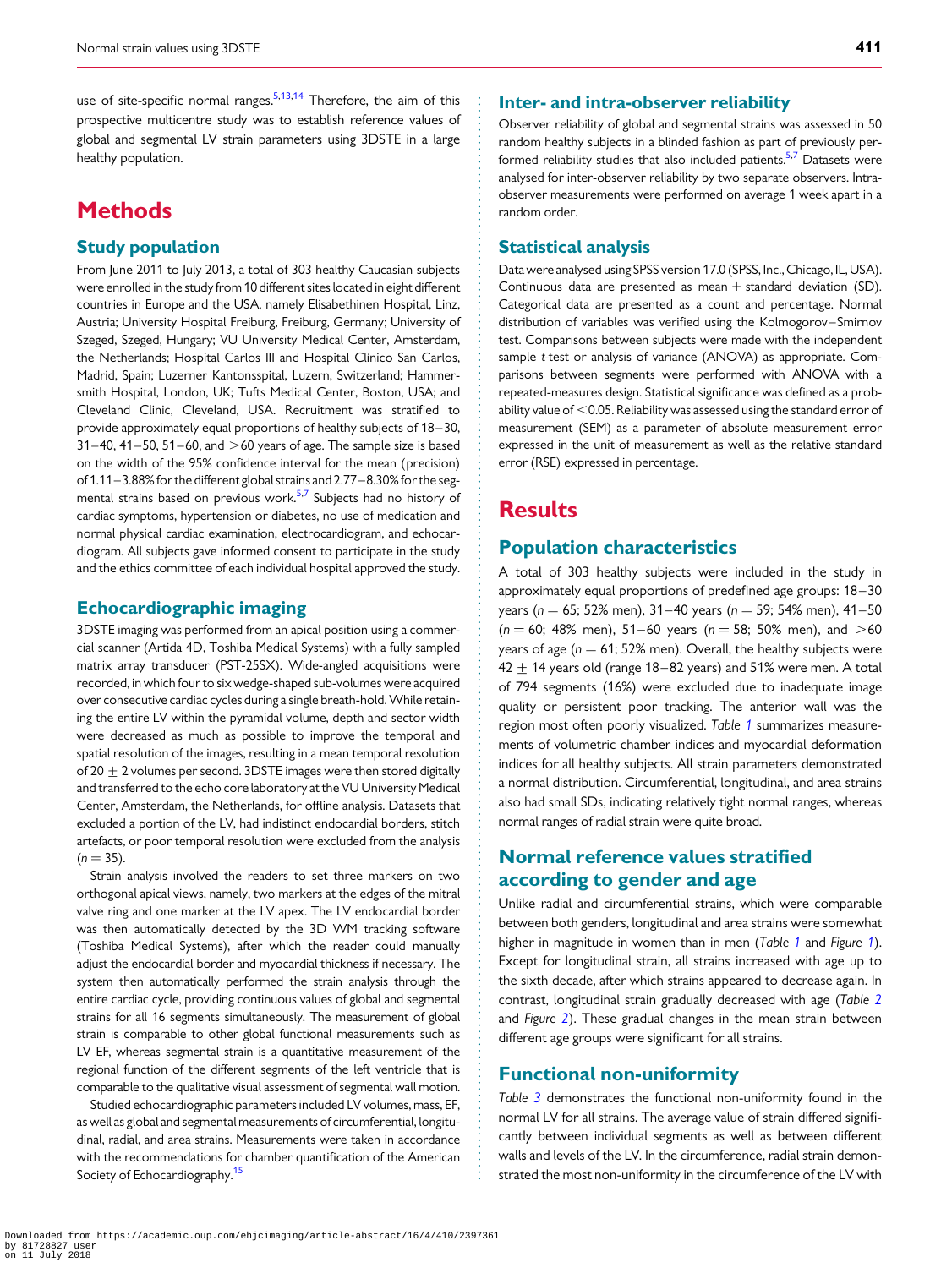use of site-specific normal ranges.[5,13,14] Therefore, the aim of this prospective multicentre study was to establish reference values of global and segmental LV strain parameters using 3DSTE in a large healthy population.

# Methods

## Study population

From June 2011 to July 2013, a total of 303 healthy Caucasian subjects were enrolled in the study from 10 different sites located in eight different countries in Europe and the USA, namely Elisabethinen Hospital, Linz, Austria; University Hospital Freiburg, Freiburg, Germany; University of Szeged, Szeged, Hungary; VU University Medical Center, Amsterdam, the Netherlands; Hospital Carlos III and Hospital Clínico San Carlos, Madrid, Spain; Luzerner Kantonsspital, Luzern, Switzerland; Hammersmith Hospital, London, UK; Tufts Medical Center, Boston, USA; and Cleveland Clinic, Cleveland, USA. Recruitment was stratified to provide approximately equal proportions of healthy subjects of 18–30, 31–40, 41–50, 51–60, and >60 years of age. The sample size is based on the width of the 95% confidence interval for the mean (precision) of 1.11–3.88% for the different global strains and 2.77–8.30% for the segmental strains based on previous work.[5,7] Subjects had no history of cardiac symptoms, hypertension or diabetes, no use of medication and normal physical cardiac examination, electrocardiogram, and echocardiogram. All subjects gave informed consent to participate in the study and the ethics committee of each individual hospital approved the study.

## Echocardiographic imaging

3DSTE imaging was performed from an apical position using a commercial scanner (Artida 4D, Toshiba Medical Systems) with a fully sampled matrix array transducer (PST-25SX). Wide-angled acquisitions were recorded, in which four to six wedge-shaped sub-volumes were acquired over consecutive cardiac cycles during a single breath-hold. While retaining the entire LV within the pyramidal volume, depth and sector width were decreased as much as possible to improve the temporal and spatial resolution of the images, resulting in a mean temporal resolution of 20 ± 2 volumes per second. 3DSTE images were then stored digitally and transferred to the echo core laboratory at the VU University Medical Center, Amsterdam, the Netherlands, for offline analysis. Datasets that excluded a portion of the LV, had indistinct endocardial borders, stitch artefacts, or poor temporal resolution were excluded from the analysis ($n = 35$).

Strain analysis involved the readers to set three markers on two orthogonal apical views, namely, two markers at the edges of the mitral valve ring and one marker at the LV apex. The LV endocardial border was then automatically detected by the 3D WM tracking software (Toshiba Medical Systems), after which the reader could manually adjust the endocardial border and myocardial thickness if necessary. The system then automatically performed the strain analysis through the entire cardiac cycle, providing continuous values of global and segmental strains for all 16 segments simultaneously. The measurement of global strain is comparable to other global functional measurements such as LV EF, whereas segmental strain is a quantitative measurement of the regional function of the different segments of the left ventricle that is comparable to the qualitative visual assessment of segmental wall motion.

Studied echocardiographic parameters included LV volumes, mass, EF, as well as global and segmental measurements of circumferential, longitudinal, radial, and area strains. Measurements were taken in accordance with the recommendations for chamber quantification of the American Society of Echocardiography.[15]

## Inter- and intra-observer reliability

Observer reliability of global and segmental strains was assessed in 50 random healthy subjects in a blinded fashion as part of previously performed reliability studies that also included patients.[5,7] Datasets were analysed for inter-observer reliability by two separate observers. Intra-observer measurements were performed on average 1 week apart in a random order.

## Statistical analysis

Data were analysed using SPSS version 17.0 (SPSS, Inc., Chicago, IL, USA). Continuous data are presented as mean ± standard deviation (SD). Categorical data are presented as a count and percentage. Normal distribution of variables was verified using the Kolmogorov–Smirnov test. Comparisons between subjects were made with the independent sample *t*-test or analysis of variance (ANOVA) as appropriate. Comparisons between segments were performed with ANOVA with a repeated-measures design. Statistical significance was defined as a probability value of $<0.05$. Reliability was assessed using the standard error of measurement (SEM) as a parameter of absolute measurement error expressed in the unit of measurement as well as the relative standard error (RSE) expressed in percentage.

# Results

## Population characteristics

A total of 303 healthy subjects were included in the study in approximately equal proportions of predefined age groups: 18–30 years ($n = 65$; 52% men), 31–40 years ($n = 59$; 54% men), 41–50 ($n = 60$; 48% men), 51–60 years ($n = 58$; 50% men), and >60 years of age ($n = 61$; 52% men). Overall, the healthy subjects were 42 ± 14 years old (range 18–82 years) and 51% were men. A total of 794 segments (16%) were excluded due to inadequate image quality or persistent poor tracking. The anterior wall was the region most often poorly visualized. *Table 1* summarizes measurements of volumetric chamber indices and myocardial deformation indices for all healthy subjects. All strain parameters demonstrated a normal distribution. Circumferential, longitudinal, and area strains also had small SDs, indicating relatively tight normal ranges, whereas normal ranges of radial strain were quite broad.

## Normal reference values stratified according to gender and age

Unlike radial and circumferential strains, which were comparable between both genders, longitudinal and area strains were somewhat higher in magnitude in women than in men (*Table 1* and *Figure 1*). Except for longitudinal strain, all strains increased with age up to the sixth decade, after which strains appeared to decrease again. In contrast, longitudinal strain gradually decreased with age (*Table 2* and *Figure 2*). These gradual changes in the mean strain between different age groups were significant for all strains.

## Functional non-uniformity

*Table 3* demonstrates the functional non-uniformity found in the normal LV for all strains. The average value of strain differed significantly between individual segments as well as between different walls and levels of the LV. In the circumference, radial strain demonstrated the most non-uniformity in the circumference of the LV with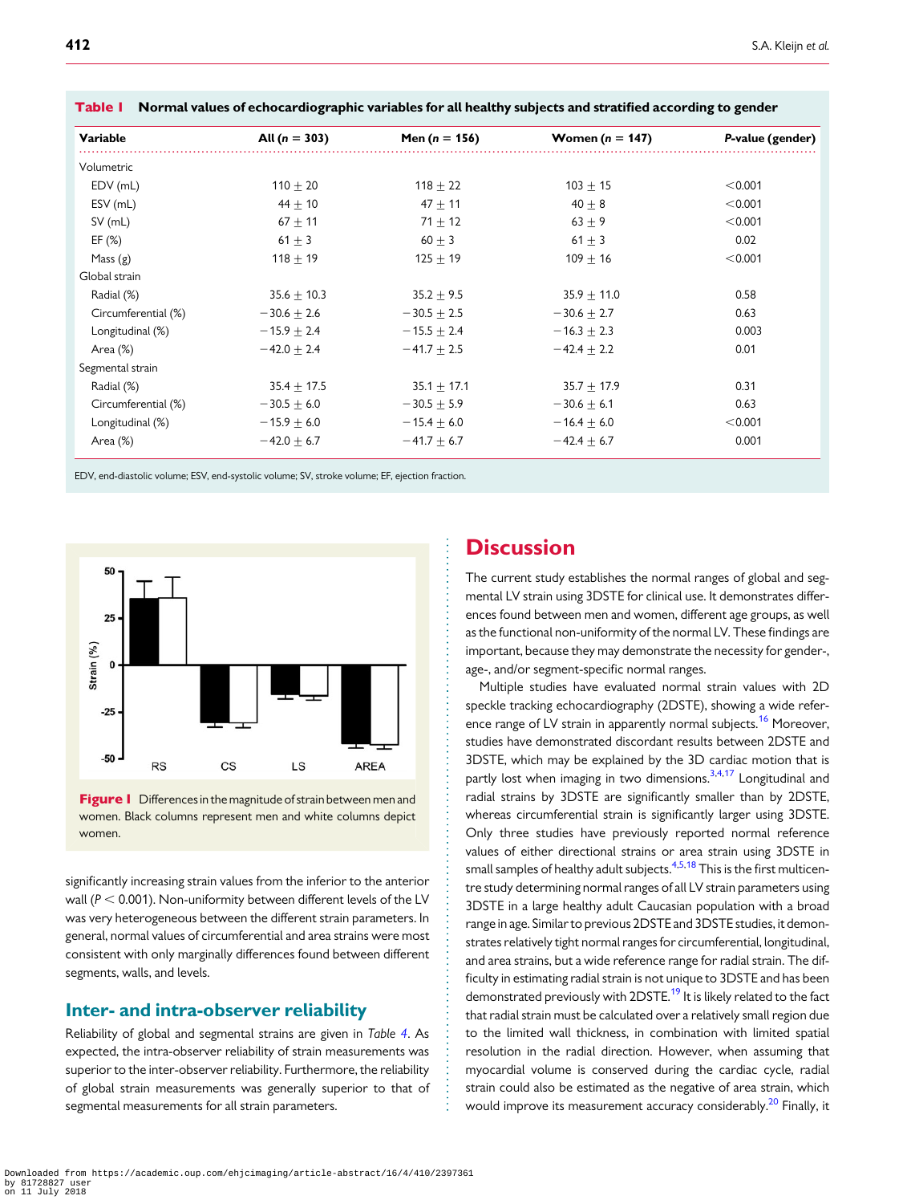**Table 1** Normal values of echocardiographic variables for all healthy subjects and stratified according to gender

| Variable | All ($n$ = 303) | Men ($n$ = 156) | Women ($n$ = 147) | $P$-value (gender) |
|---|---|---|---|---|
| Volumetric | | | | |
| EDV (mL) | 110 ± 20 | 118 ± 22 | 103 ± 15 | <0.001 |
| ESV (mL) | 44 ± 10 | 47 ± 11 | 40 ± 8 | <0.001 |
| SV (mL) | 67 ± 11 | 71 ± 12 | 63 ± 9 | <0.001 |
| EF (%) | 61 ± 3 | 60 ± 3 | 61 ± 3 | 0.02 |
| Mass (g) | 118 ± 19 | 125 ± 19 | 109 ± 16 | <0.001 |
| Global strain | | | | |
| Radial (%) | 35.6 ± 10.3 | 35.2 ± 9.5 | 35.9 ± 11.0 | 0.58 |
| Circumferential (%) | −30.6 ± 2.6 | −30.5 ± 2.5 | −30.6 ± 2.7 | 0.63 |
| Longitudinal (%) | −15.9 ± 2.4 | −15.5 ± 2.4 | −16.3 ± 2.3 | 0.003 |
| Area (%) | −42.0 ± 2.4 | −41.7 ± 2.5 | −42.4 ± 2.2 | 0.01 |
| Segmental strain | | | | |
| Radial (%) | 35.4 ± 17.5 | 35.1 ± 17.1 | 35.7 ± 17.9 | 0.31 |
| Circumferential (%) | −30.5 ± 6.0 | −30.5 ± 5.9 | −30.6 ± 6.1 | 0.63 |
| Longitudinal (%) | −15.9 ± 6.0 | −15.4 ± 6.0 | −16.4 ± 6.0 | <0.001 |
| Area (%) | −42.0 ± 6.7 | −41.7 ± 6.7 | −42.4 ± 6.7 | 0.001 |

EDV, end-diastolic volume; ESV, end-systolic volume; SV, stroke volume; EF, ejection fraction.

**Figure 1** Differences in the magnitude of strain between men and women. Black columns represent men and white columns depict women.

significantly increasing strain values from the inferior to the anterior wall ($P < 0.001$). Non-uniformity between different levels of the LV was very heterogeneous between the different strain parameters. In general, normal values of circumferential and area strains were most consistent with only marginally differences found between different segments, walls, and levels.

## Inter- and intra-observer reliability

Reliability of global and segmental strains are given in *Table 4*. As expected, the intra-observer reliability of strain measurements was superior to the inter-observer reliability. Furthermore, the reliability of global strain measurements was generally superior to that of segmental measurements for all strain parameters.

# Discussion

The current study establishes the normal ranges of global and segmental LV strain using 3DSTE for clinical use. It demonstrates differences found between men and women, different age groups, as well as the functional non-uniformity of the normal LV. These findings are important, because they may demonstrate the necessity for gender-, age-, and/or segment-specific normal ranges.

Multiple studies have evaluated normal strain values with 2D speckle tracking echocardiography (2DSTE), showing a wide reference range of LV strain in apparently normal subjects.[16] Moreover, studies have demonstrated discordant results between 2DSTE and 3DSTE, which may be explained by the 3D cardiac motion that is partly lost when imaging in two dimensions.[3,4,17] Longitudinal and radial strains by 3DSTE are significantly smaller than by 2DSTE, whereas circumferential strain is significantly larger using 3DSTE. Only three studies have previously reported normal reference values of either directional strains or area strain using 3DSTE in small samples of healthy adult subjects.[4,5,18] This is the first multicentre study determining normal ranges of all LV strain parameters using 3DSTE in a large healthy adult Caucasian population with a broad range in age. Similar to previous 2DSTE and 3DSTE studies, it demonstrates relatively tight normal ranges for circumferential, longitudinal, and area strains, but a wide reference range for radial strain. The difficulty in estimating radial strain is not unique to 3DSTE and has been demonstrated previously with 2DSTE.[19] It is likely related to the fact that radial strain must be calculated over a relatively small region due to the limited wall thickness, in combination with limited spatial resolution in the radial direction. However, when assuming that myocardial volume is conserved during the cardiac cycle, radial strain could also be estimated as the negative of area strain, which would improve its measurement accuracy considerably.[20] Finally, it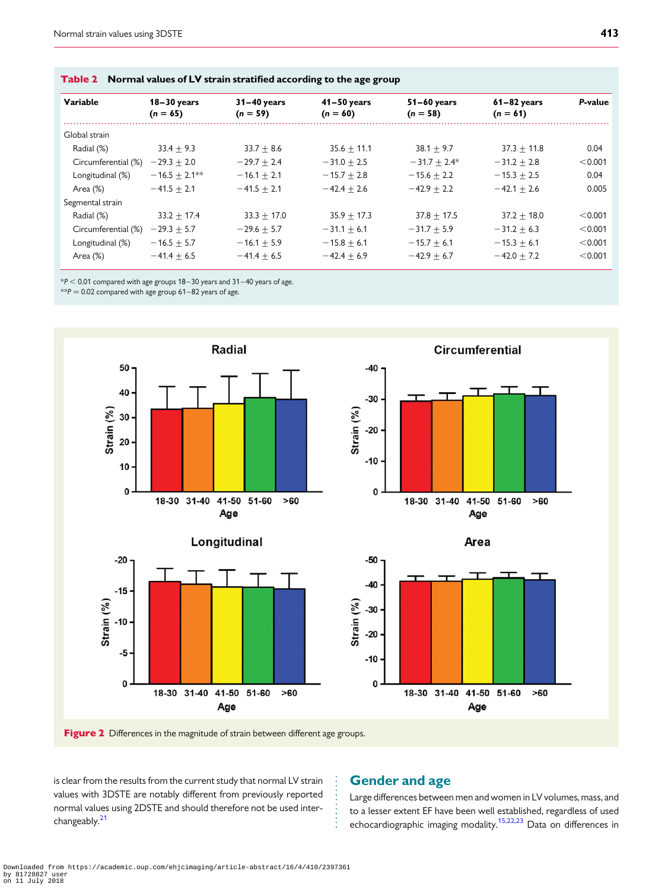**Table 2** Normal values of LV strain stratified according to the age group

| Variable | 18–30 years ($n$ = 65) | 31–40 years ($n$ = 59) | 41–50 years ($n$ = 60) | 51–60 years ($n$ = 58) | 61–82 years ($n$ = 61) | $P$-value |
|---|---|---|---|---|---|---|
| Global strain | | | | | | |
| Radial (%) | 33.4 ± 9.3 | 33.7 ± 8.6 | 35.6 ± 11.1 | 38.1 ± 9.7 | 37.3 ± 11.8 | 0.04 |
| Circumferential (%) | −29.3 ± 2.0 | −29.7 ± 2.4 | −31.0 ± 2.5 | −31.7 ± 2.4* | −31.2 ± 2.8 | <0.001 |
| Longitudinal (%) | −16.5 ± 2.1** | −16.1 ± 2.1 | −15.7 ± 2.8 | −15.6 ± 2.2 | −15.3 ± 2.5 | 0.04 |
| Area (%) | −41.5 ± 2.1 | −41.5 ± 2.1 | −42.4 ± 2.6 | −42.9 ± 2.2 | −42.1 ± 2.6 | 0.005 |
| Segmental strain | | | | | | |
| Radial (%) | 33.2 ± 17.4 | 33.3 ± 17.0 | 35.9 ± 17.3 | 37.8 ± 17.5 | 37.2 ± 18.0 | <0.001 |
| Circumferential (%) | −29.3 ± 5.7 | −29.6 ± 5.7 | −31.1 ± 6.1 | −31.7 ± 5.9 | −31.2 ± 6.3 | <0.001 |
| Longitudinal (%) | −16.5 ± 5.7 | −16.1 ± 5.9 | −15.8 ± 6.1 | −15.7 ± 6.1 | −15.3 ± 6.1 | <0.001 |
| Area (%) | −41.4 ± 6.5 | −41.4 ± 6.5 | −42.4 ± 6.9 | −42.9 ± 6.7 | −42.0 ± 7.2 | <0.001 |

*$P$ < 0.01 compared with age groups 18–30 years and 31–40 years of age.
**$P$ = 0.02 compared with age group 61–82 years of age.

**Figure 2** Differences in the magnitude of strain between different age groups.

is clear from the results from the current study that normal LV strain values with 3DSTE are notably different from previously reported normal values using 2DSTE and should therefore not be used interchangeably.[21]

## Gender and age

Large differences between men and women in LV volumes, mass, and to a lesser extent EF have been well established, regardless of used echocardiographic imaging modality.[15,22,23] Data on differences in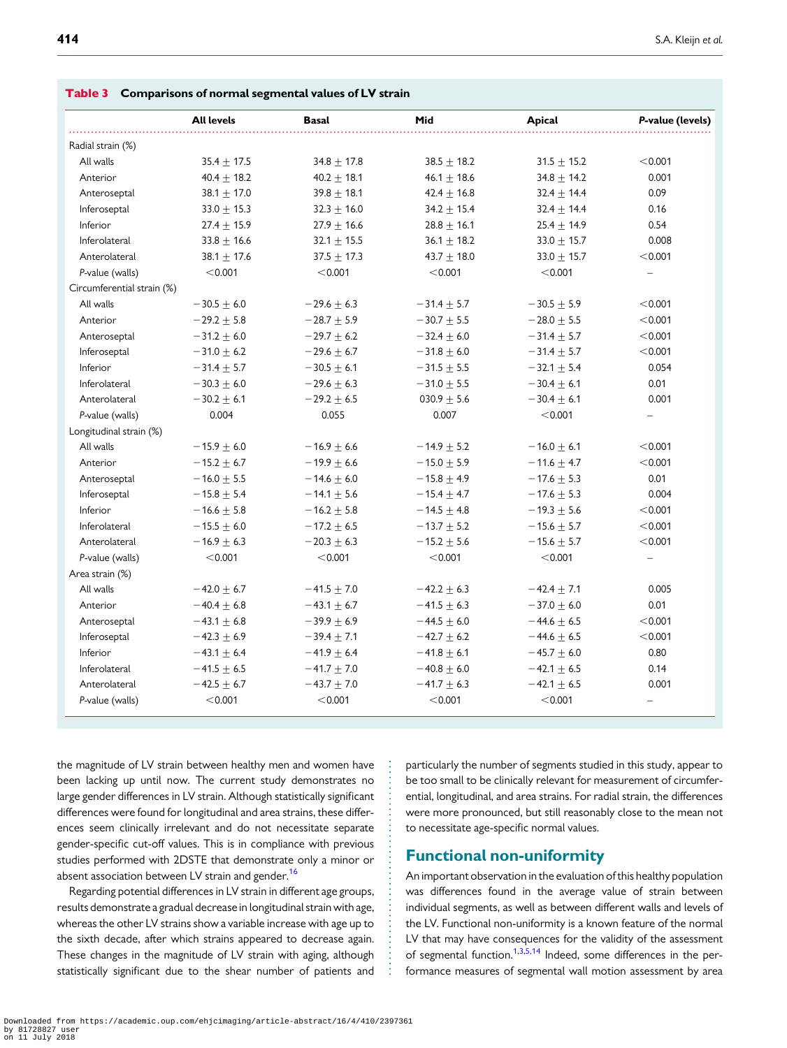**Table 3 Comparisons of normal segmental values of LV strain**

| | All levels | Basal | Mid | Apical | *P*-value (levels) |
|---|---|---|---|---|---|
| Radial strain (%) | | | | | |
| All walls | 35.4 ± 17.5 | 34.8 ± 17.8 | 38.5 ± 18.2 | 31.5 ± 15.2 | <0.001 |
| Anterior | 40.4 ± 18.2 | 40.2 ± 18.1 | 46.1 ± 18.6 | 34.8 ± 14.2 | 0.001 |
| Anteroseptal | 38.1 ± 17.0 | 39.8 ± 18.1 | 42.4 ± 16.8 | 32.4 ± 14.4 | 0.09 |
| Inferoseptal | 33.0 ± 15.3 | 32.3 ± 16.0 | 34.2 ± 15.4 | 32.4 ± 14.4 | 0.16 |
| Inferior | 27.4 ± 15.9 | 27.9 ± 16.6 | 28.8 ± 16.1 | 25.4 ± 14.9 | 0.54 |
| Inferolateral | 33.8 ± 16.6 | 32.1 ± 15.5 | 36.1 ± 18.2 | 33.0 ± 15.7 | 0.008 |
| Anterolateral | 38.1 ± 17.6 | 37.5 ± 17.3 | 43.7 ± 18.0 | 33.0 ± 15.7 | <0.001 |
| *P*-value (walls) | <0.001 | <0.001 | <0.001 | <0.001 | – |
| Circumferential strain (%) | | | | | |
| All walls | −30.5 ± 6.0 | −29.6 ± 6.3 | −31.4 ± 5.7 | −30.5 ± 5.9 | <0.001 |
| Anterior | −29.2 ± 5.8 | −28.7 ± 5.9 | −30.7 ± 5.5 | −28.0 ± 5.5 | <0.001 |
| Anteroseptal | −31.2 ± 6.0 | −29.7 ± 6.2 | −32.4 ± 6.0 | −31.4 ± 5.7 | <0.001 |
| Inferoseptal | −31.0 ± 6.2 | −29.6 ± 6.7 | −31.8 ± 6.0 | −31.4 ± 5.7 | <0.001 |
| Inferior | −31.4 ± 5.7 | −30.5 ± 6.1 | −31.5 ± 5.5 | −32.1 ± 5.4 | 0.054 |
| Inferolateral | −30.3 ± 6.0 | −29.6 ± 6.3 | −31.0 ± 5.5 | −30.4 ± 6.1 | 0.01 |
| Anterolateral | −30.2 ± 6.1 | −29.2 ± 6.5 | 030.9 ± 5.6 | −30.4 ± 6.1 | 0.001 |
| *P*-value (walls) | 0.004 | 0.055 | 0.007 | <0.001 | – |
| Longitudinal strain (%) | | | | | |
| All walls | −15.9 ± 6.0 | −16.9 ± 6.6 | −14.9 ± 5.2 | −16.0 ± 6.1 | <0.001 |
| Anterior | −15.2 ± 6.7 | −19.9 ± 6.6 | −15.0 ± 5.9 | −11.6 ± 4.7 | <0.001 |
| Anteroseptal | −16.0 ± 5.5 | −14.6 ± 6.0 | −15.8 ± 4.9 | −17.6 ± 5.3 | 0.01 |
| Inferoseptal | −15.8 ± 5.4 | −14.1 ± 5.6 | −15.4 ± 4.7 | −17.6 ± 5.3 | 0.004 |
| Inferior | −16.6 ± 5.8 | −16.2 ± 5.8 | −14.5 ± 4.8 | −19.3 ± 5.6 | <0.001 |
| Inferolateral | −15.5 ± 6.0 | −17.2 ± 6.5 | −13.7 ± 5.2 | −15.6 ± 5.7 | <0.001 |
| Anterolateral | −16.9 ± 6.3 | −20.3 ± 6.3 | −15.2 ± 5.6 | −15.6 ± 5.7 | <0.001 |
| *P*-value (walls) | <0.001 | <0.001 | <0.001 | <0.001 | – |
| Area strain (%) | | | | | |
| All walls | −42.0 ± 6.7 | −41.5 ± 7.0 | −42.2 ± 6.3 | −42.4 ± 7.1 | 0.005 |
| Anterior | −40.4 ± 6.8 | −43.1 ± 6.7 | −41.5 ± 6.3 | −37.0 ± 6.0 | 0.01 |
| Anteroseptal | −43.1 ± 6.8 | −39.9 ± 6.9 | −44.5 ± 6.0 | −44.6 ± 6.5 | <0.001 |
| Inferoseptal | −42.3 ± 6.9 | −39.4 ± 7.1 | −42.7 ± 6.2 | −44.6 ± 6.5 | <0.001 |
| Inferior | −43.1 ± 6.4 | −41.9 ± 6.4 | −41.8 ± 6.1 | −45.7 ± 6.0 | 0.80 |
| Inferolateral | −41.5 ± 6.5 | −41.7 ± 7.0 | −40.8 ± 6.0 | −42.1 ± 6.5 | 0.14 |
| Anterolateral | −42.5 ± 6.7 | −43.7 ± 7.0 | −41.7 ± 6.3 | −42.1 ± 6.5 | 0.001 |
| *P*-value (walls) | <0.001 | <0.001 | <0.001 | <0.001 | – |

the magnitude of LV strain between healthy men and women have been lacking up until now. The current study demonstrates no large gender differences in LV strain. Although statistically significant differences were found for longitudinal and area strains, these differences seem clinically irrelevant and do not necessitate separate gender-specific cut-off values. This is in compliance with previous studies performed with 2DSTE that demonstrate only a minor or absent association between LV strain and gender.[16]

Regarding potential differences in LV strain in different age groups, results demonstrate a gradual decrease in longitudinal strain with age, whereas the other LV strains show a variable increase with age up to the sixth decade, after which strains appeared to decrease again. These changes in the magnitude of LV strain with aging, although statistically significant due to the shear number of patients and particularly the number of segments studied in this study, appear to be too small to be clinically relevant for measurement of circumferential, longitudinal, and area strains. For radial strain, the differences were more pronounced, but still reasonably close to the mean not to necessitate age-specific normal values.

## Functional non-uniformity

An important observation in the evaluation of this healthy population was differences found in the average value of strain between individual segments, as well as between different walls and levels of the LV. Functional non-uniformity is a known feature of the normal LV that may have consequences for the validity of the assessment of segmental function.[1,3,5,14] Indeed, some differences in the performance measures of segmental wall motion assessment by area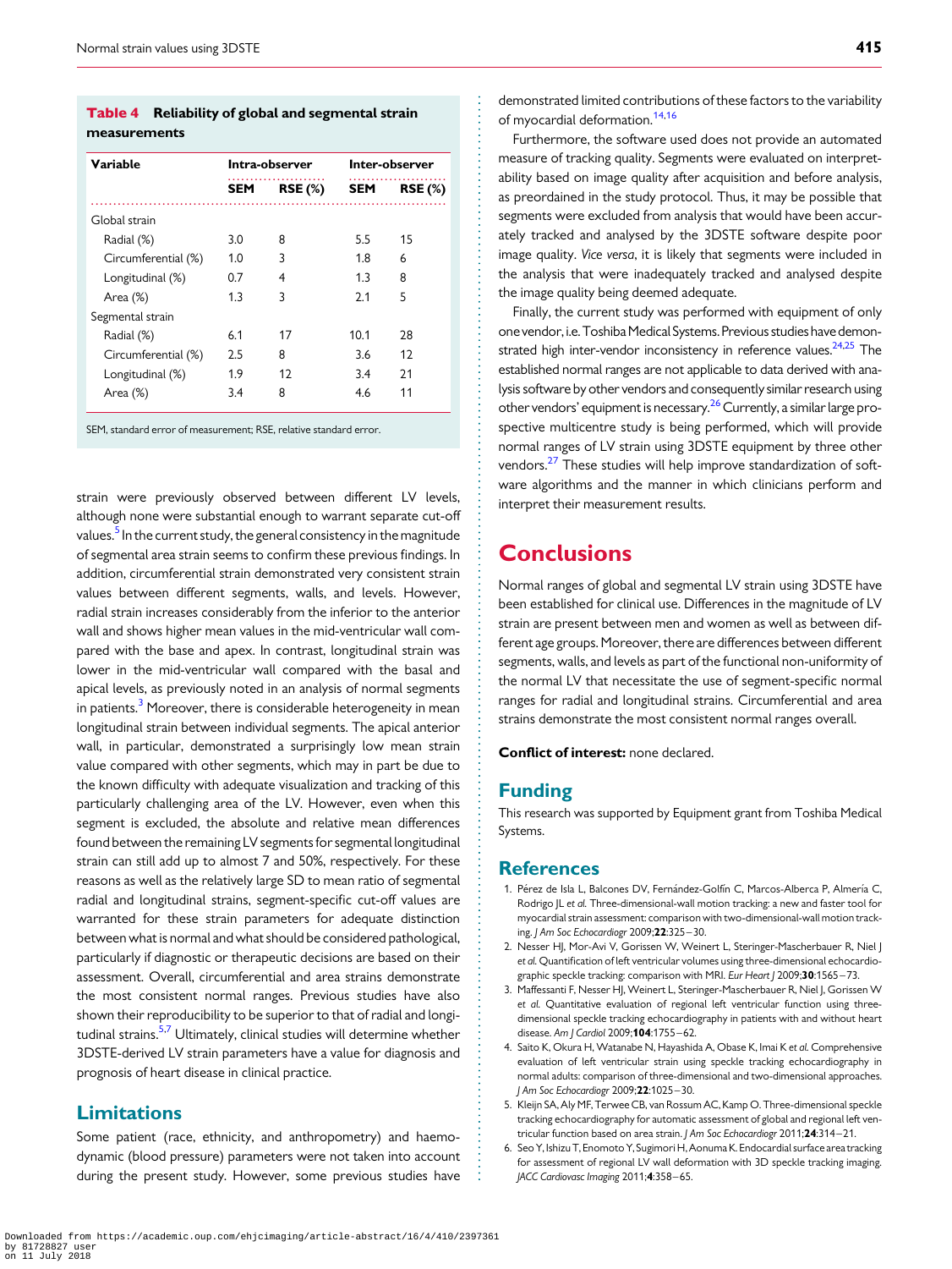**Table 4 Reliability of global and segmental strain measurements**

| Variable | Intra-observer | | Inter-observer | |
|---|---|---|---|---|
| | SEM | RSE (%) | SEM | RSE (%) |
| Global strain | | | | |
| Radial (%) | 3.0 | 8 | 5.5 | 15 |
| Circumferential (%) | 1.0 | 3 | 1.8 | 6 |
| Longitudinal (%) | 0.7 | 4 | 1.3 | 8 |
| Area (%) | 1.3 | 3 | 2.1 | 5 |
| Segmental strain | | | | |
| Radial (%) | 6.1 | 17 | 10.1 | 28 |
| Circumferential (%) | 2.5 | 8 | 3.6 | 12 |
| Longitudinal (%) | 1.9 | 12 | 3.4 | 21 |
| Area (%) | 3.4 | 8 | 4.6 | 11 |

SEM, standard error of measurement; RSE, relative standard error.

strain were previously observed between different LV levels, although none were substantial enough to warrant separate cut-off values.[5] In the current study, the general consistency in the magnitude of segmental area strain seems to confirm these previous findings. In addition, circumferential strain demonstrated very consistent strain values between different segments, walls, and levels. However, radial strain increases considerably from the inferior to the anterior wall and shows higher mean values in the mid-ventricular wall compared with the base and apex. In contrast, longitudinal strain was lower in the mid-ventricular wall compared with the basal and apical levels, as previously noted in an analysis of normal segments in patients.[3] Moreover, there is considerable heterogeneity in mean longitudinal strain between individual segments. The apical anterior wall, in particular, demonstrated a surprisingly low mean strain value compared with other segments, which may in part be due to the known difficulty with adequate visualization and tracking of this particularly challenging area of the LV. However, even when this segment is excluded, the absolute and relative mean differences found between the remaining LV segments for segmental longitudinal strain can still add up to almost 7 and 50%, respectively. For these reasons as well as the relatively large SD to mean ratio of segmental radial and longitudinal strains, segment-specific cut-off values are warranted for these strain parameters for adequate distinction between what is normal and what should be considered pathological, particularly if diagnostic or therapeutic decisions are based on their assessment. Overall, circumferential and area strains demonstrate the most consistent normal ranges. Previous studies have also shown their reproducibility to be superior to that of radial and longitudinal strains.[5,7] Ultimately, clinical studies will determine whether 3DSTE-derived LV strain parameters have a value for diagnosis and prognosis of heart disease in clinical practice.

## Limitations

Some patient (race, ethnicity, and anthropometry) and haemodynamic (blood pressure) parameters were not taken into account during the present study. However, some previous studies have demonstrated limited contributions of these factors to the variability of myocardial deformation.[14,16]

Furthermore, the software used does not provide an automated measure of tracking quality. Segments were evaluated on interpretability based on image quality after acquisition and before analysis, as preordained in the study protocol. Thus, it may be possible that segments were excluded from analysis that would have been accurately tracked and analysed by the 3DSTE software despite poor image quality. *Vice versa*, it is likely that segments were included in the analysis that were inadequately tracked and analysed despite the image quality being deemed adequate.

Finally, the current study was performed with equipment of only one vendor, i.e. Toshiba Medical Systems. Previous studies have demonstrated high inter-vendor inconsistency in reference values.[24,25] The established normal ranges are not applicable to data derived with analysis software by other vendors and consequently similar research using other vendors' equipment is necessary.[26] Currently, a similar large prospective multicentre study is being performed, which will provide normal ranges of LV strain using 3DSTE equipment by three other vendors.[27] These studies will help improve standardization of software algorithms and the manner in which clinicians perform and interpret their measurement results.

# Conclusions

Normal ranges of global and segmental LV strain using 3DSTE have been established for clinical use. Differences in the magnitude of LV strain are present between men and women as well as between different age groups. Moreover, there are differences between different segments, walls, and levels as part of the functional non-uniformity of the normal LV that necessitate the use of segment-specific normal ranges for radial and longitudinal strains. Circumferential and area strains demonstrate the most consistent normal ranges overall.

**Conflict of interest:** none declared.

## Funding

This research was supported by Equipment grant from Toshiba Medical Systems.

## References

1. Pérez de Isla L, Balcones DV, Fernández-Golfín C, Marcos-Alberca P, Almería C, Rodrigo JL *et al.* Three-dimensional-wall motion tracking: a new and faster tool for myocardial strain assessment: comparison with two-dimensional-wall motion tracking. *J Am Soc Echocardiogr* 2009;**22**:325–30.
2. Nesser HJ, Mor-Avi V, Gorissen W, Weinert L, Steringer-Mascherbauer R, Niel J *et al.* Quantification of left ventricular volumes using three-dimensional echocardiographic speckle tracking: comparison with MRI. *Eur Heart J* 2009;**30**:1565–73.
3. Maffessanti F, Nesser HJ, Weinert L, Steringer-Mascherbauer R, Niel J, Gorissen W *et al.* Quantitative evaluation of regional left ventricular function using three-dimensional speckle tracking echocardiography in patients with and without heart disease. *Am J Cardiol* 2009;**104**:1755–62.
4. Saito K, Okura H, Watanabe N, Hayashida A, Obase K, Imai K *et al.* Comprehensive evaluation of left ventricular strain using speckle tracking echocardiography in normal adults: comparison of three-dimensional and two-dimensional approaches. *J Am Soc Echocardiogr* 2009;**22**:1025–30.
5. Kleijn SA, Aly MF, Terwee CB, van Rossum AC, Kamp O. Three-dimensional speckle tracking echocardiography for automatic assessment of global and regional left ventricular function based on area strain. *J Am Soc Echocardiogr* 2011;**24**:314–21.
6. Seo Y, Ishizu T, Enomoto Y, Sugimori H, Aonuma K. Endocardial surface area tracking for assessment of regional LV wall deformation with 3D speckle tracking imaging. *JACC Cardiovasc Imaging* 2011;**4**:358–65.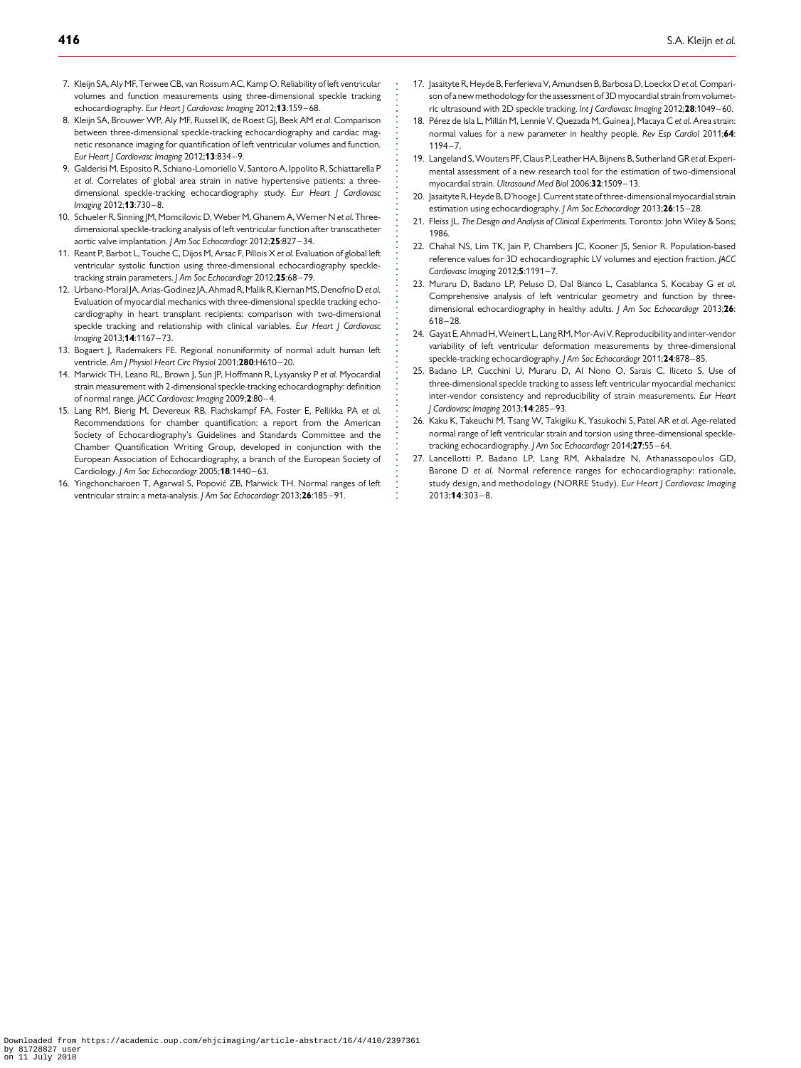7. Kleijn SA, Aly MF, Terwee CB, van Rossum AC, Kamp O. Reliability of left ventricular volumes and function measurements using three-dimensional speckle tracking echocardiography. *Eur Heart J Cardiovasc Imaging* 2012;**13**:159–68.
8. Kleijn SA, Brouwer WP, Aly MF, Russel IK, de Roest GJ, Beek AM *et al.* Comparison between three-dimensional speckle-tracking echocardiography and cardiac magnetic resonance imaging for quantification of left ventricular volumes and function. *Eur Heart J Cardiovasc Imaging* 2012;**13**:834–9.
9. Galderisi M, Esposito R, Schiano-Lomoriello V, Santoro A, Ippolito R, Schiattarella P *et al.* Correlates of global area strain in native hypertensive patients: a three-dimensional speckle-tracking echocardiography study. *Eur Heart J Cardiovasc Imaging* 2012;**13**:730–8.
10. Schueler R, Sinning JM, Momcilovic D, Weber M, Ghanem A, Werner N *et al.* Three-dimensional speckle-tracking analysis of left ventricular function after transcatheter aortic valve implantation. *J Am Soc Echocardiogr* 2012;**25**:827–34.
11. Reant P, Barbot L, Touche C, Dijos M, Arsac F, Pillois X *et al.* Evaluation of global left ventricular systolic function using three-dimensional echocardiography speckle-tracking strain parameters. *J Am Soc Echocardiogr* 2012;**25**:68–79.
12. Urbano-Moral JA, Arias-Godinez JA, Ahmad R, Malik R, Kiernan MS, Denofrio D *et al.* Evaluation of myocardial mechanics with three-dimensional speckle tracking echocardiography in heart transplant recipients: comparison with two-dimensional speckle tracking and relationship with clinical variables. *Eur Heart J Cardiovasc Imaging* 2013;**14**:1167–73.
13. Bogaert J, Rademakers FE. Regional nonuniformity of normal adult human left ventricle. *Am J Physiol Heart Circ Physiol* 2001;**280**:H610–20.
14. Marwick TH, Leano RL, Brown J, Sun JP, Hoffmann R, Lysyansky P *et al.* Myocardial strain measurement with 2-dimensional speckle-tracking echocardiography: definition of normal range. *JACC Cardiovasc Imaging* 2009;**2**:80–4.
15. Lang RM, Bierig M, Devereux RB, Flachskampf FA, Foster E, Pellikka PA *et al.* Recommendations for chamber quantification: a report from the American Society of Echocardiography's Guidelines and Standards Committee and the Chamber Quantification Writing Group, developed in conjunction with the European Association of Echocardiography, a branch of the European Society of Cardiology. *J Am Soc Echocardiogr* 2005;**18**:1440–63.
16. Yingchoncharoen T, Agarwal S, Popović ZB, Marwick TH. Normal ranges of left ventricular strain: a meta-analysis. *J Am Soc Echocardiogr* 2013;**26**:185–91.
17. Jasaityte R, Heyde B, Ferferieva V, Amundsen B, Barbosa D, Loeckx D *et al.* Comparison of a new methodology for the assessment of 3D myocardial strain from volumetric ultrasound with 2D speckle tracking. *Int J Cardiovasc Imaging* 2012;**28**:1049–60.
18. Pérez de Isla L, Millán M, Lennie V, Quezada M, Guinea J, Macaya C *et al.* Area strain: normal values for a new parameter in healthy people. *Rev Esp Cardiol* 2011;**64**: 1194–7.
19. Langeland S, Wouters PF, Claus P, Leather HA, Bijnens B, Sutherland GR *et al.* Experimental assessment of a new research tool for the estimation of two-dimensional myocardial strain. *Ultrasound Med Biol* 2006;**32**:1509–13.
20. Jasaityte R, Heyde B, D'hooge J. Current state of three-dimensional myocardial strain estimation using echocardiography. *J Am Soc Echocardiogr* 2013;**26**:15–28.
21. Fleiss JL. *The Design and Analysis of Clinical Experiments*. Toronto: John Wiley & Sons; 1986.
22. Chahal NS, Lim TK, Jain P, Chambers JC, Kooner JS, Senior R. Population-based reference values for 3D echocardiographic LV volumes and ejection fraction. *JACC Cardiovasc Imaging* 2012;**5**:1191–7.
23. Muraru D, Badano LP, Peluso D, Dal Bianco L, Casablanca S, Kocabay G *et al.* Comprehensive analysis of left ventricular geometry and function by three-dimensional echocardiography in healthy adults. *J Am Soc Echocardiogr* 2013;**26**: 618–28.
24. Gayat E, Ahmad H, Weinert L, Lang RM, Mor-Avi V. Reproducibility and inter-vendor variability of left ventricular deformation measurements by three-dimensional speckle-tracking echocardiography. *J Am Soc Echocardiogr* 2011;**24**:878–85.
25. Badano LP, Cucchini U, Muraru D, Al Nono O, Sarais C, Iliceto S. Use of three-dimensional speckle tracking to assess left ventricular myocardial mechanics: inter-vendor consistency and reproducibility of strain measurements. *Eur Heart J Cardiovasc Imaging* 2013;**14**:285–93.
26. Kaku K, Takeuchi M, Tsang W, Takigiku K, Yasukochi S, Patel AR *et al.* Age-related normal range of left ventricular strain and torsion using three-dimensional speckle-tracking echocardiography. *J Am Soc Echocardiogr* 2014;**27**:55–64.
27. Lancellotti P, Badano LP, Lang RM, Akhaladze N, Athanassopoulos GD, Barone D *et al.* Normal reference ranges for echocardiography: rationale, study design, and methodology (NORRE Study). *Eur Heart J Cardiovasc Imaging* 2013;**14**:303–8.